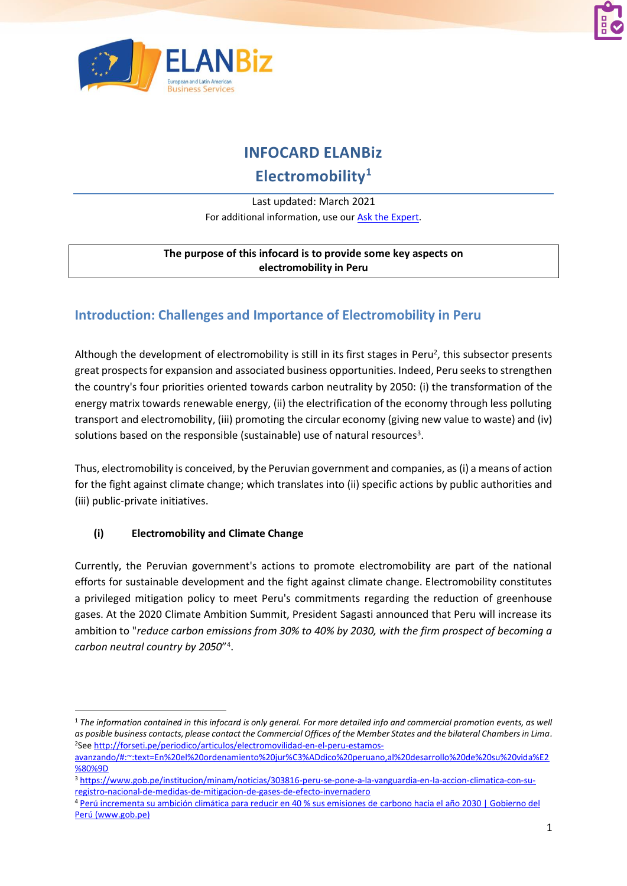# INFOCARD ELANBiz

# Electromobility[1]

Last updated: March 2021

For additional information, use our [Ask the Expert](#).

**The purpose of this infocard is to provide some key aspects on electromobility in Peru**

## Introduction: Challenges and Importance of Electromobility in Peru

Although the development of electromobility is still in its first stages in Peru[2], this subsector presents great prospects for expansion and associated business opportunities. Indeed, Peru seeks to strengthen the country's four priorities oriented towards carbon neutrality by 2050: (i) the transformation of the energy matrix towards renewable energy, (ii) the electrification of the economy through less polluting transport and electromobility, (iii) promoting the circular economy (giving new value to waste) and (iv) solutions based on the responsible (sustainable) use of natural resources[3].

Thus, electromobility is conceived, by the Peruvian government and companies, as (i) a means of action for the fight against climate change; which translates into (ii) specific actions by public authorities and (iii) public-private initiatives.

### (i) Electromobility and Climate Change

Currently, the Peruvian government's actions to promote electromobility are part of the national efforts for sustainable development and the fight against climate change. Electromobility constitutes a privileged mitigation policy to meet Peru's commitments regarding the reduction of greenhouse gases. At the 2020 Climate Ambition Summit, President Sagasti announced that Peru will increase its ambition to "*reduce carbon emissions from 30% to 40% by 2030, with the firm prospect of becoming a carbon neutral country by 2050*"[4].

---

[1] *The information contained in this infocard is only general. For more detailed info and commercial promotion events, as well as possible business contacts, please contact the Commercial Offices of the Member States and the bilateral Chambers in Lima.*

[2] See http://forseti.pe/periodico/articulos/electromovilidad-en-el-peru-estamos-avanzando/#:~:text=En%20el%20ordenamiento%20jur%C3%ADdico%20peruano,al%20desarrollo%20de%20su%20vida%E2%80%9D

[3] https://www.gob.pe/institucion/minam/noticias/303816-peru-se-pone-a-la-vanguardia-en-la-accion-climatica-con-su-registro-nacional-de-medidas-de-mitigacion-de-gases-de-efecto-invernadero

[4] Perú incrementa su ambición climática para reducir en 40 % sus emisiones de carbono hacia el año 2030 | Gobierno del Perú (www.gob.pe)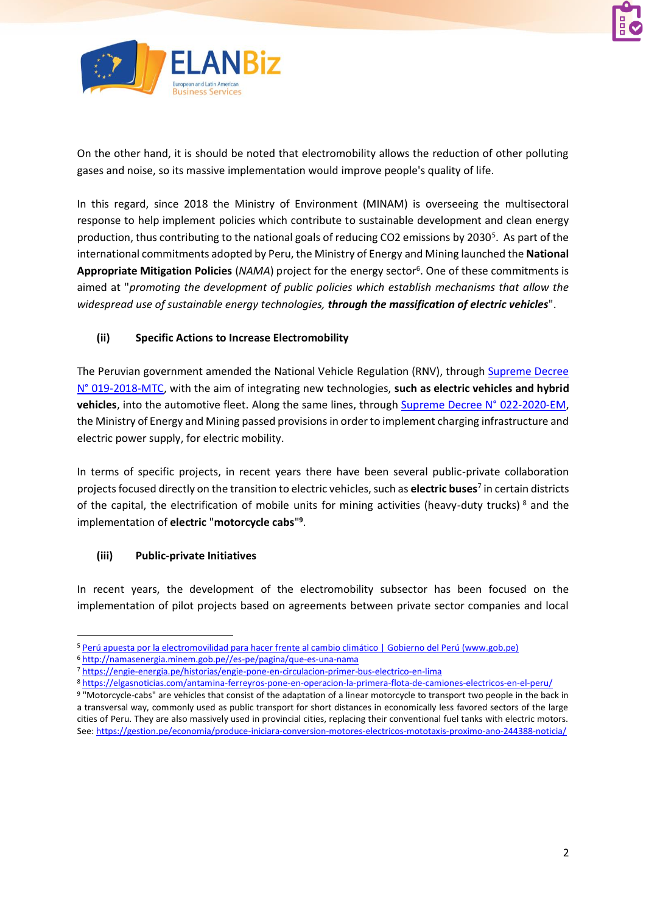On the other hand, it is should be noted that electromobility allows the reduction of other polluting gases and noise, so its massive implementation would improve people's quality of life.

In this regard, since 2018 the Ministry of Environment (MINAM) is overseeing the multisectoral response to help implement policies which contribute to sustainable development and clean energy production, thus contributing to the national goals of reducing CO2 emissions by 2030[5]. As part of the international commitments adopted by Peru, the Ministry of Energy and Mining launched the **National Appropriate Mitigation Policies** (*NAMA*) project for the energy sector[6]. One of these commitments is aimed at "*promoting the development of public policies which establish mechanisms that allow the widespread use of sustainable energy technologies,* ***through the massification of electric vehicles***".

### (ii) Specific Actions to Increase Electromobility

The Peruvian government amended the National Vehicle Regulation (RNV), through Supreme Decree N° 019-2018-MTC, with the aim of integrating new technologies, **such as electric vehicles and hybrid vehicles**, into the automotive fleet. Along the same lines, through Supreme Decree N° 022-2020-EM, the Ministry of Energy and Mining passed provisions in order to implement charging infrastructure and electric power supply, for electric mobility.

In terms of specific projects, in recent years there have been several public-private collaboration projects focused directly on the transition to electric vehicles, such as **electric buses**[7] in certain districts of the capital, the electrification of mobile units for mining activities (heavy-duty trucks) [8] and the implementation of **electric "motorcycle cabs"**[9].

### (iii) Public-private Initiatives

In recent years, the development of the electromobility subsector has been focused on the implementation of pilot projects based on agreements between private sector companies and local

---

[5] Perú apuesta por la electromovilidad para hacer frente al cambio climático | Gobierno del Perú (www.gob.pe)

[6] http://namasenergia.minem.gob.pe//es-pe/pagina/que-es-una-nama

[7] https://engie-energia.pe/historias/engie-pone-en-circulacion-primer-bus-electrico-en-lima

[8] https://elgasnoticias.com/antamina-ferreyros-pone-en-operacion-la-primera-flota-de-camiones-electricos-en-el-peru/

[9] "Motorcycle-cabs" are vehicles that consist of the adaptation of a linear motorcycle to transport two people in the back in a transversal way, commonly used as public transport for short distances in economically less favored sectors of the large cities of Peru. They are also massively used in provincial cities, replacing their conventional fuel tanks with electric motors. See: https://gestion.pe/economia/produce-iniciara-conversion-motores-electricos-mototaxis-proximo-ano-244388-noticia/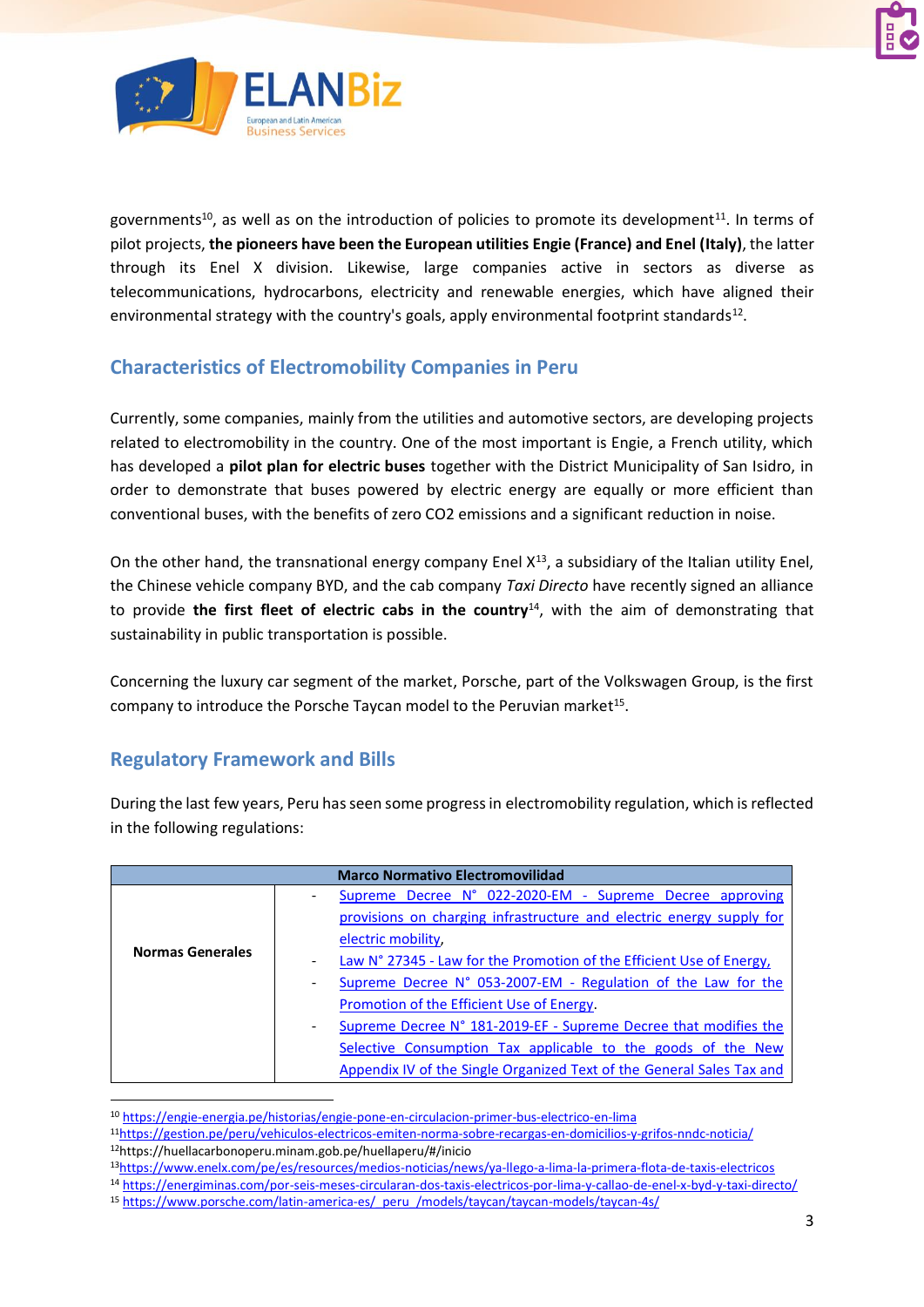governments[10], as well as on the introduction of policies to promote its development[11]. In terms of pilot projects, **the pioneers have been the European utilities Engie (France) and Enel (Italy)**, the latter through its Enel X division. Likewise, large companies active in sectors as diverse as telecommunications, hydrocarbons, electricity and renewable energies, which have aligned their environmental strategy with the country's goals, apply environmental footprint standards[12].

## Characteristics of Electromobility Companies in Peru

Currently, some companies, mainly from the utilities and automotive sectors, are developing projects related to electromobility in the country. One of the most important is Engie, a French utility, which has developed a **pilot plan for electric buses** together with the District Municipality of San Isidro, in order to demonstrate that buses powered by electric energy are equally or more efficient than conventional buses, with the benefits of zero CO2 emissions and a significant reduction in noise.

On the other hand, the transnational energy company Enel X[13], a subsidiary of the Italian utility Enel, the Chinese vehicle company BYD, and the cab company *Taxi Directo* have recently signed an alliance to provide **the first fleet of electric cabs in the country**[14], with the aim of demonstrating that sustainability in public transportation is possible.

Concerning the luxury car segment of the market, Porsche, part of the Volkswagen Group, is the first company to introduce the Porsche Taycan model to the Peruvian market[15].

## Regulatory Framework and Bills

During the last few years, Peru has seen some progress in electromobility regulation, which is reflected in the following regulations:

| Marco Normativo Electromovilidad | |
|---|---|
| **Normas Generales** | - Supreme Decree N° 022-2020-EM - Supreme Decree approving provisions on charging infrastructure and electric energy supply for electric mobility,<br>- Law N° 27345 - Law for the Promotion of the Efficient Use of Energy,<br>- Supreme Decree N° 053-2007-EM - Regulation of the Law for the Promotion of the Efficient Use of Energy.<br>- Supreme Decree N° 181-2019-EF - Supreme Decree that modifies the Selective Consumption Tax applicable to the goods of the New Appendix IV of the Single Organized Text of the General Sales Tax and |

[10] https://engie-energia.pe/historias/engie-pone-en-circulacion-primer-bus-electrico-en-lima
[11] https://gestion.pe/peru/vehiculos-electricos-emiten-norma-sobre-recargas-en-domicilios-y-grifos-nndc-noticia/
[12] https://huellacarbonoperu.minam.gob.pe/huellaperu/#/inicio
[13] https://www.enelx.com/pe/es/resources/medios-noticias/news/ya-llego-a-lima-la-primera-flota-de-taxis-electricos
[14] https://energiminas.com/por-seis-meses-circularan-dos-taxis-electricos-por-lima-y-callao-de-enel-x-byd-y-taxi-directo/
[15] https://www.porsche.com/latin-america-es/_peru_/models/taycan/taycan-models/taycan-4s/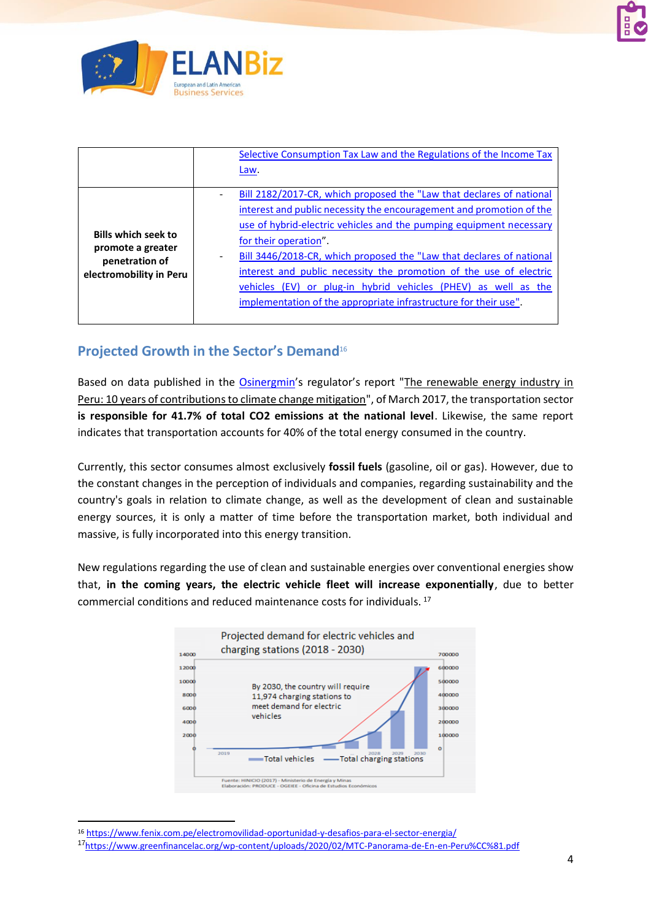| | |
|---|---|
| | Selective Consumption Tax Law and the Regulations of the Income Tax Law. |
| **Bills which seek to promote a greater penetration of electromobility in Peru** | - Bill 2182/2017-CR, which proposed the "Law that declares of national interest and public necessity the encouragement and promotion of the use of hybrid-electric vehicles and the pumping equipment necessary for their operation".<br>- Bill 3446/2018-CR, which proposed the "Law that declares of national interest and public necessity the promotion of the use of electric vehicles (EV) or plug-in hybrid vehicles (PHEV) as well as the implementation of the appropriate infrastructure for their use". |

## Projected Growth in the Sector's Demand[16]

Based on data published in the Osinergmin's regulator's report "The renewable energy industry in Peru: 10 years of contributions to climate change mitigation", of March 2017, the transportation sector **is responsible for 41.7% of total CO2 emissions at the national level**. Likewise, the same report indicates that transportation accounts for 40% of the total energy consumed in the country.

Currently, this sector consumes almost exclusively **fossil fuels** (gasoline, oil or gas). However, due to the constant changes in the perception of individuals and companies, regarding sustainability and the country's goals in relation to climate change, as well as the development of clean and sustainable energy sources, it is only a matter of time before the transportation market, both individual and massive, is fully incorporated into this energy transition.

New regulations regarding the use of clean and sustainable energies over conventional energies show that, **in the coming years, the electric vehicle fleet will increase exponentially**, due to better commercial conditions and reduced maintenance costs for individuals. [17]

Projected demand for electric vehicles and charging stations (2018 - 2030)

By 2030, the country will require 11,974 charging stations to meet demand for electric vehicles

Total vehicles — Total charging stations

Fuente: HINICIO (2017) - Ministerio de Energía y Minas
Elaboración: PRODUCE - OGEIEE - Oficina de Estudios Económicos

[16] https://www.fenix.com.pe/electromovilidad-oportunidad-y-desafios-para-el-sector-energia/

[17] https://www.greenfinancelac.org/wp-content/uploads/2020/02/MTC-Panorama-de-En-en-Peru%CC%81.pdf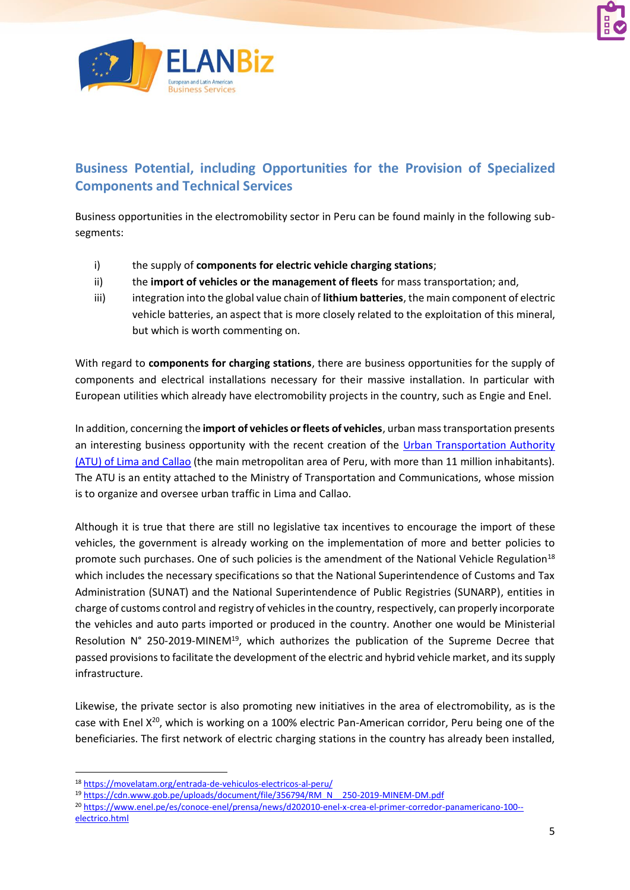## Business Potential, including Opportunities for the Provision of Specialized Components and Technical Services

Business opportunities in the electromobility sector in Peru can be found mainly in the following sub-segments:

i) the supply of **components for electric vehicle charging stations**;

ii) the **import of vehicles or the management of fleets** for mass transportation; and,

iii) integration into the global value chain of **lithium batteries**, the main component of electric vehicle batteries, an aspect that is more closely related to the exploitation of this mineral, but which is worth commenting on.

With regard to **components for charging stations**, there are business opportunities for the supply of components and electrical installations necessary for their massive installation. In particular with European utilities which already have electromobility projects in the country, such as Engie and Enel.

In addition, concerning the **import of vehicles or fleets of vehicles**, urban mass transportation presents an interesting business opportunity with the recent creation of the Urban Transportation Authority (ATU) of Lima and Callao (the main metropolitan area of Peru, with more than 11 million inhabitants). The ATU is an entity attached to the Ministry of Transportation and Communications, whose mission is to organize and oversee urban traffic in Lima and Callao.

Although it is true that there are still no legislative tax incentives to encourage the import of these vehicles, the government is already working on the implementation of more and better policies to promote such purchases. One of such policies is the amendment of the National Vehicle Regulation[18] which includes the necessary specifications so that the National Superintendence of Customs and Tax Administration (SUNAT) and the National Superintendence of Public Registries (SUNARP), entities in charge of customs control and registry of vehicles in the country, respectively, can properly incorporate the vehicles and auto parts imported or produced in the country. Another one would be Ministerial Resolution N° 250-2019-MINEM[19], which authorizes the publication of the Supreme Decree that passed provisions to facilitate the development of the electric and hybrid vehicle market, and its supply infrastructure.

Likewise, the private sector is also promoting new initiatives in the area of electromobility, as is the case with Enel X[20], which is working on a 100% electric Pan-American corridor, Peru being one of the beneficiaries. The first network of electric charging stations in the country has already been installed,

---

[18] https://movelatam.org/entrada-de-vehiculos-electricos-al-peru/

[19] https://cdn.www.gob.pe/uploads/document/file/356794/RM_N__250-2019-MINEM-DM.pdf

[20] https://www.enel.pe/es/conoce-enel/prensa/news/d202010-enel-x-crea-el-primer-corredor-panamericano-100--electrico.html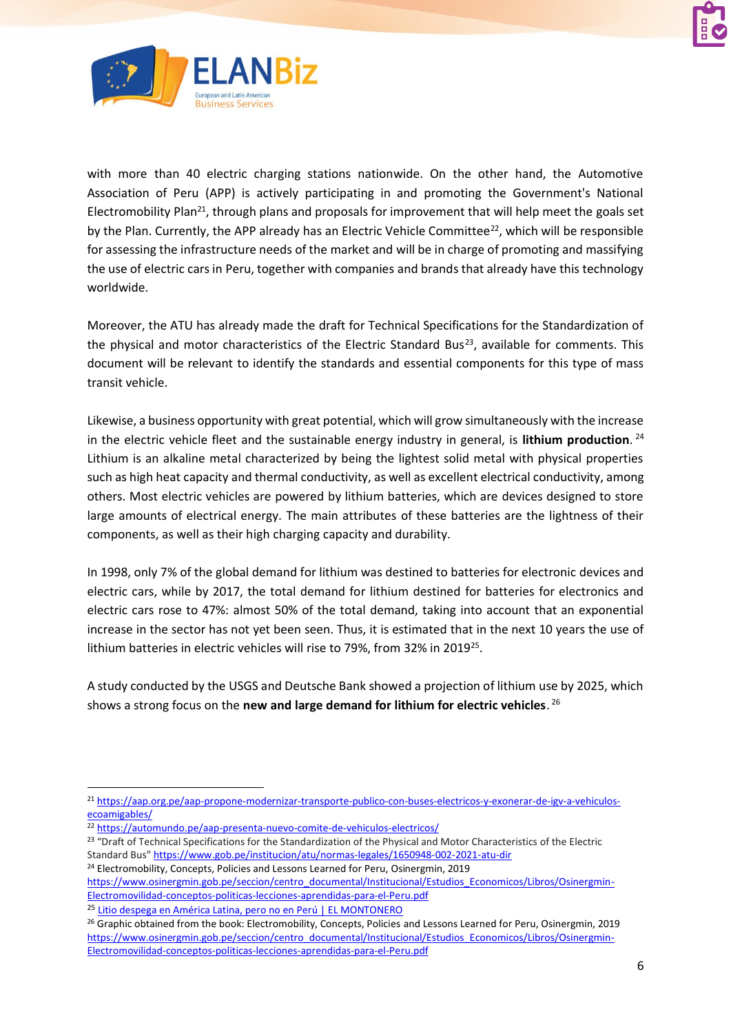with more than 40 electric charging stations nationwide. On the other hand, the Automotive Association of Peru (APP) is actively participating in and promoting the Government's National Electromobility Plan[21], through plans and proposals for improvement that will help meet the goals set by the Plan. Currently, the APP already has an Electric Vehicle Committee[22], which will be responsible for assessing the infrastructure needs of the market and will be in charge of promoting and massifying the use of electric cars in Peru, together with companies and brands that already have this technology worldwide.

Moreover, the ATU has already made the draft for Technical Specifications for the Standardization of the physical and motor characteristics of the Electric Standard Bus[23], available for comments. This document will be relevant to identify the standards and essential components for this type of mass transit vehicle.

Likewise, a business opportunity with great potential, which will grow simultaneously with the increase in the electric vehicle fleet and the sustainable energy industry in general, is **lithium production**. [24] Lithium is an alkaline metal characterized by being the lightest solid metal with physical properties such as high heat capacity and thermal conductivity, as well as excellent electrical conductivity, among others. Most electric vehicles are powered by lithium batteries, which are devices designed to store large amounts of electrical energy. The main attributes of these batteries are the lightness of their components, as well as their high charging capacity and durability.

In 1998, only 7% of the global demand for lithium was destined to batteries for electronic devices and electric cars, while by 2017, the total demand for lithium destined for batteries for electronics and electric cars rose to 47%: almost 50% of the total demand, taking into account that an exponential increase in the sector has not yet been seen. Thus, it is estimated that in the next 10 years the use of lithium batteries in electric vehicles will rise to 79%, from 32% in 2019[25].

A study conducted by the USGS and Deutsche Bank showed a projection of lithium use by 2025, which shows a strong focus on the **new and large demand for lithium for electric vehicles**. [26]

---

[21] https://aap.org.pe/aap-propone-modernizar-transporte-publico-con-buses-electricos-y-exonerar-de-igv-a-vehiculos-ecoamigables/

[22] https://automundo.pe/aap-presenta-nuevo-comite-de-vehiculos-electricos/

[23] "Draft of Technical Specifications for the Standardization of the Physical and Motor Characteristics of the Electric Standard Bus" https://www.gob.pe/institucion/atu/normas-legales/1650948-002-2021-atu-dir

[24] Electromobility, Concepts, Policies and Lessons Learned for Peru, Osinergmin, 2019 https://www.osinergmin.gob.pe/seccion/centro_documental/Institucional/Estudios_Economicos/Libros/Osinergmin-Electromovilidad-conceptos-politicas-lecciones-aprendidas-para-el-Peru.pdf

[25] Litio despega en América Latina, pero no en Perú | EL MONTONERO

[26] Graphic obtained from the book: Electromobility, Concepts, Policies and Lessons Learned for Peru, Osinergmin, 2019 https://www.osinergmin.gob.pe/seccion/centro_documental/Institucional/Estudios_Economicos/Libros/Osinergmin-Electromovilidad-conceptos-politicas-lecciones-aprendidas-para-el-Peru.pdf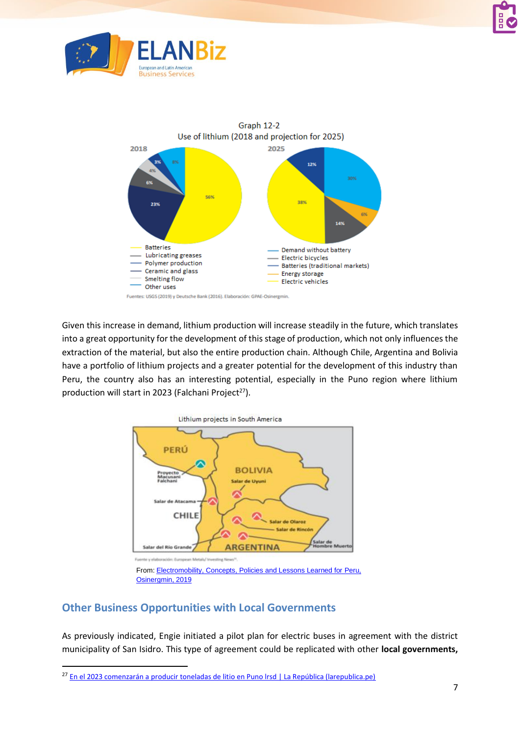Graph 12-2

Use of lithium (2018 and projection for 2025)

2018

- Batteries
- Lubricating greases
- Polymer production
- Ceramic and glass
- Smelting flow
- Other uses

2025

- Demand without battery
- Electric bicycles
- Batteries (traditional markets)
- Energy storage
- Electric vehicles

Fuentes: USGS (2019) y Deutsche Bank (2016). Elaboración: GPAE-Osinergmin.

Given this increase in demand, lithium production will increase steadily in the future, which translates into a great opportunity for the development of this stage of production, which not only influences the extraction of the material, but also the entire production chain. Although Chile, Argentina and Bolivia have a portfolio of lithium projects and a greater potential for the development of this industry than Peru, the country also has an interesting potential, especially in the Puno region where lithium production will start in 2023 (Falchani Project[27]).

Lithium projects in South America

Fuente y elaboración: European Metals/ Investing News.

From: Electromobility, Concepts, Policies and Lessons Learned for Peru, Osinergmin, 2019

## Other Business Opportunities with Local Governments

As previously indicated, Engie initiated a pilot plan for electric buses in agreement with the district municipality of San Isidro. This type of agreement could be replicated with other **local governments,**

[27] En el 2023 comenzarán a producir toneladas de litio en Puno lrsd | La República (larepublica.pe)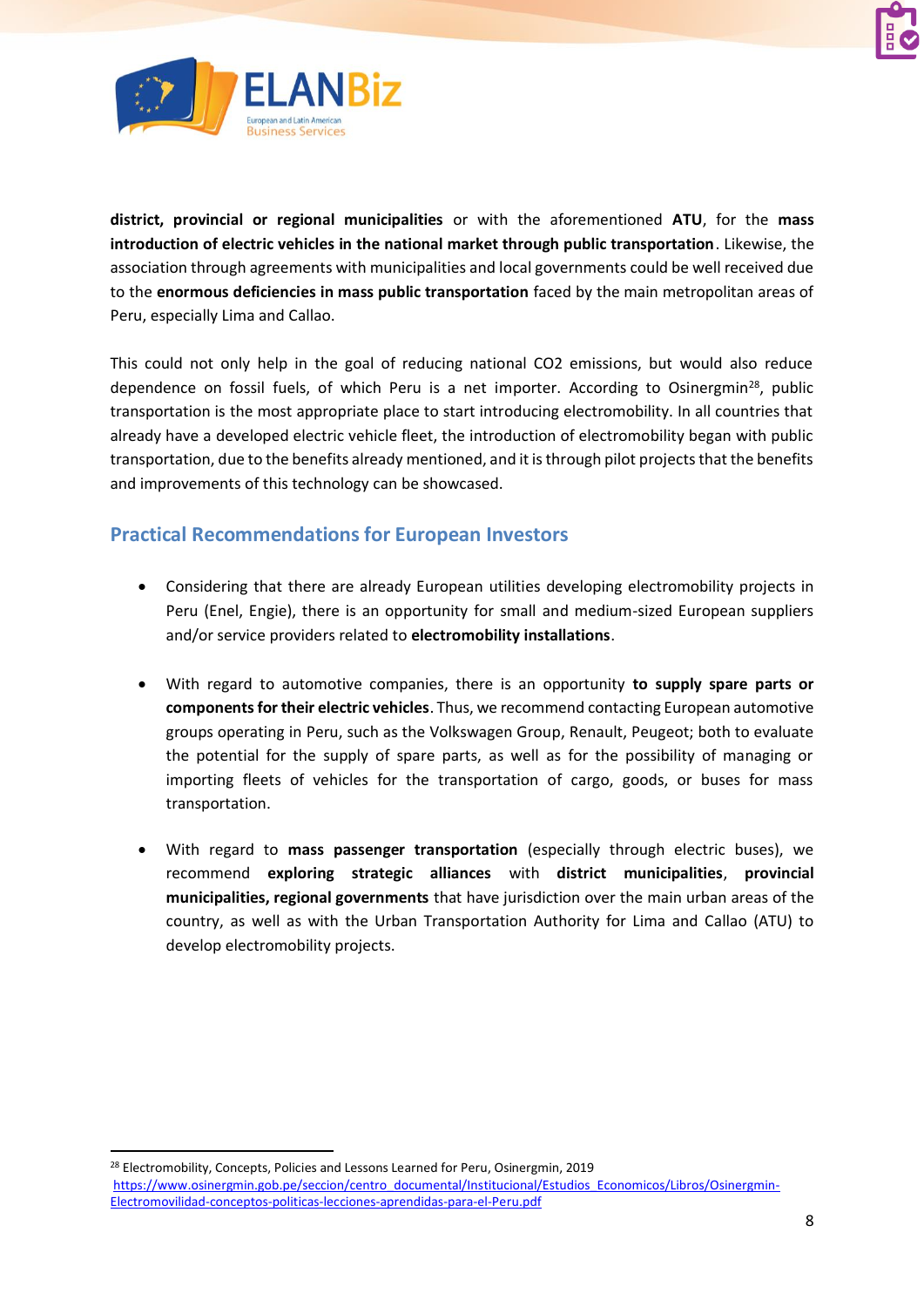**district, provincial or regional municipalities** or with the aforementioned **ATU**, for the **mass introduction of electric vehicles in the national market through public transportation**. Likewise, the association through agreements with municipalities and local governments could be well received due to the **enormous deficiencies in mass public transportation** faced by the main metropolitan areas of Peru, especially Lima and Callao.

This could not only help in the goal of reducing national $CO_2$ emissions, but would also reduce dependence on fossil fuels, of which Peru is a net importer. According to Osinergmin[28], public transportation is the most appropriate place to start introducing electromobility. In all countries that already have a developed electric vehicle fleet, the introduction of electromobility began with public transportation, due to the benefits already mentioned, and it is through pilot projects that the benefits and improvements of this technology can be showcased.

## Practical Recommendations for European Investors

- Considering that there are already European utilities developing electromobility projects in Peru (Enel, Engie), there is an opportunity for small and medium-sized European suppliers and/or service providers related to **electromobility installations**.

- With regard to automotive companies, there is an opportunity **to supply spare parts or components for their electric vehicles**. Thus, we recommend contacting European automotive groups operating in Peru, such as the Volkswagen Group, Renault, Peugeot; both to evaluate the potential for the supply of spare parts, as well as for the possibility of managing or importing fleets of vehicles for the transportation of cargo, goods, or buses for mass transportation.

- With regard to **mass passenger transportation** (especially through electric buses), we recommend **exploring strategic alliances** with **district municipalities**, **provincial municipalities, regional governments** that have jurisdiction over the main urban areas of the country, as well as with the Urban Transportation Authority for Lima and Callao (ATU) to develop electromobility projects.

[28] Electromobility, Concepts, Policies and Lessons Learned for Peru, Osinergmin, 2019 https://www.osinergmin.gob.pe/seccion/centro_documental/Institucional/Estudios_Economicos/Libros/Osinergmin-Electromovilidad-conceptos-politicas-lecciones-aprendidas-para-el-Peru.pdf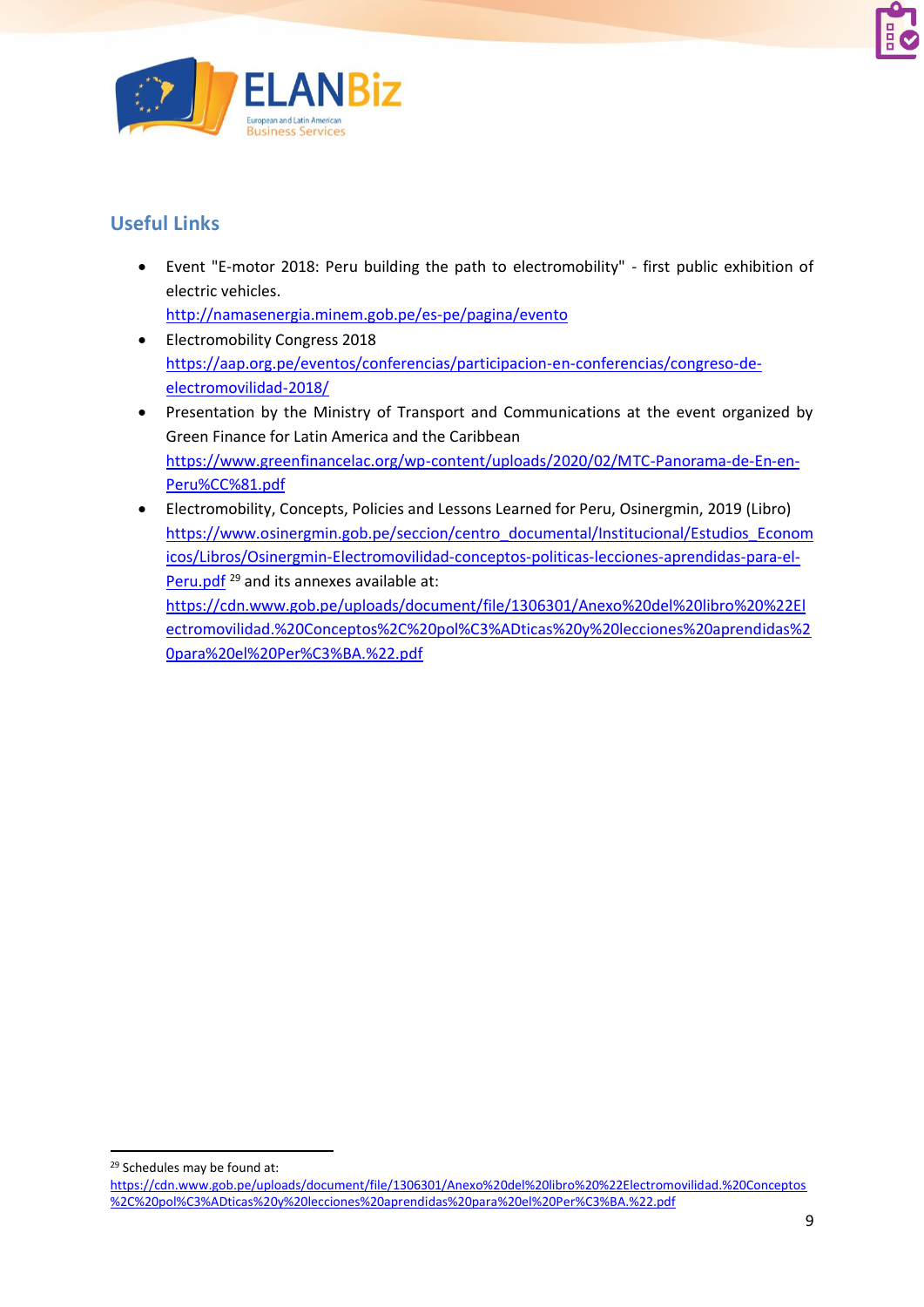## Useful Links

- Event "E-motor 2018: Peru building the path to electromobility" - first public exhibition of electric vehicles.
  http://namasenergia.minem.gob.pe/es-pe/pagina/evento
- Electromobility Congress 2018
  https://aap.org.pe/eventos/conferencias/participacion-en-conferencias/congreso-de-electromovilidad-2018/
- Presentation by the Ministry of Transport and Communications at the event organized by Green Finance for Latin America and the Caribbean
  https://www.greenfinancelac.org/wp-content/uploads/2020/02/MTC-Panorama-de-En-en-Peru%CC%81.pdf
- Electromobility, Concepts, Policies and Lessons Learned for Peru, Osinergmin, 2019 (Libro)
  https://www.osinergmin.gob.pe/seccion/centro_documental/Institucional/Estudios_Economicos/Libros/Osinergmin-Electromovilidad-conceptos-politicas-lecciones-aprendidas-para-el-Peru.pdf [29] and its annexes available at:
  https://cdn.www.gob.pe/uploads/document/file/1306301/Anexo%20del%20libro%20%22Electromovilidad.%20Conceptos%2C%20pol%C3%ADticas%20y%20lecciones%20aprendidas%20para%20el%20Per%C3%BA.%22.pdf

---

[29] Schedules may be found at: https://cdn.www.gob.pe/uploads/document/file/1306301/Anexo%20del%20libro%20%22Electromovilidad.%20Conceptos%2C%20pol%C3%ADticas%20y%20lecciones%20aprendidas%20para%20el%20Per%C3%BA.%22.pdf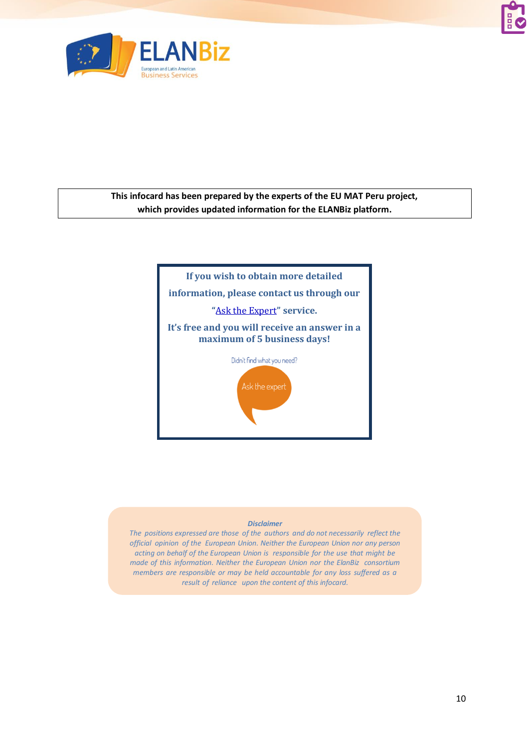**This infocard has been prepared by the experts of the EU MAT Peru project, which provides updated information for the ELANBiz platform.**

**If you wish to obtain more detailed information, please contact us through our "Ask the Expert" service.**

**It's free and you will receive an answer in a maximum of 5 business days!**

Didn't find what you need?

Ask the expert

***Disclaimer***

*The positions expressed are those of the authors and do not necessarily reflect the official opinion of the European Union. Neither the European Union nor any person acting on behalf of the European Union is responsible for the use that might be made of this information. Neither the European Union nor the ElanBiz consortium members are responsible or may be held accountable for any loss suffered as a result of reliance upon the content of this infocard.*